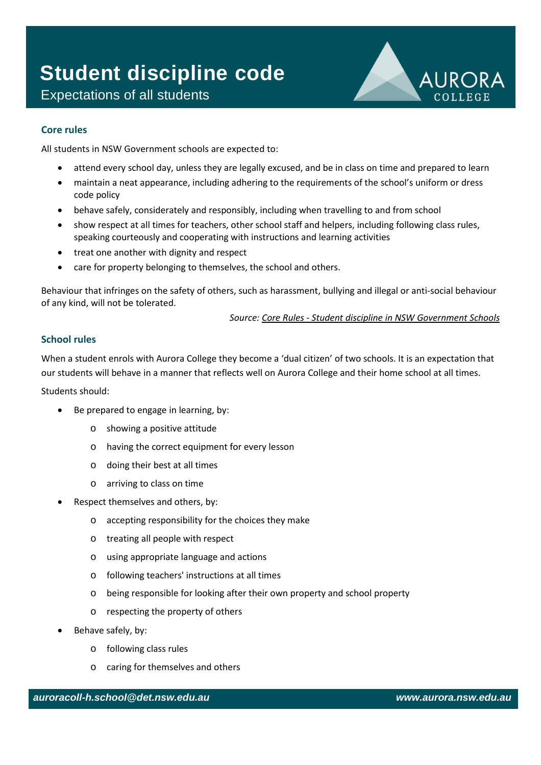# Student discipline code

Expectations of all students

AURORA COLLEGE

## Core rules

All students in NSW Government schools are expected to:

- attend every school day, unless they are legally excused, and be in class on time and prepared to learn
- maintain a neat appearance, including adhering to the requirements of the school's uniform or dress code policy
- behave safely, considerately and responsibly, including when travelling to and from school
- show respect at all times for teachers, other school staff and helpers, including following class rules, speaking courteously and cooperating with instructions and learning activities
- treat one another with dignity and respect
- care for property belonging to themselves, the school and others.

Behaviour that infringes on the safety of others, such as harassment, bullying and illegal or anti-social behaviour of any kind, will not be tolerated.

*Source: Core Rules - Student discipline in NSW Government Schools*

## School rules

When a student enrols with Aurora College they become a 'dual citizen' of two schools. It is an expectation that our students will behave in a manner that reflects well on Aurora College and their home school at all times.

Students should:

- Be prepared to engage in learning, by:
  - showing a positive attitude
  - having the correct equipment for every lesson
  - doing their best at all times
  - arriving to class on time
- Respect themselves and others, by:
  - accepting responsibility for the choices they make
  - treating all people with respect
  - using appropriate language and actions
  - following teachers' instructions at all times
  - being responsible for looking after their own property and school property
  - respecting the property of others
- Behave safely, by:
  - following class rules
  - caring for themselves and others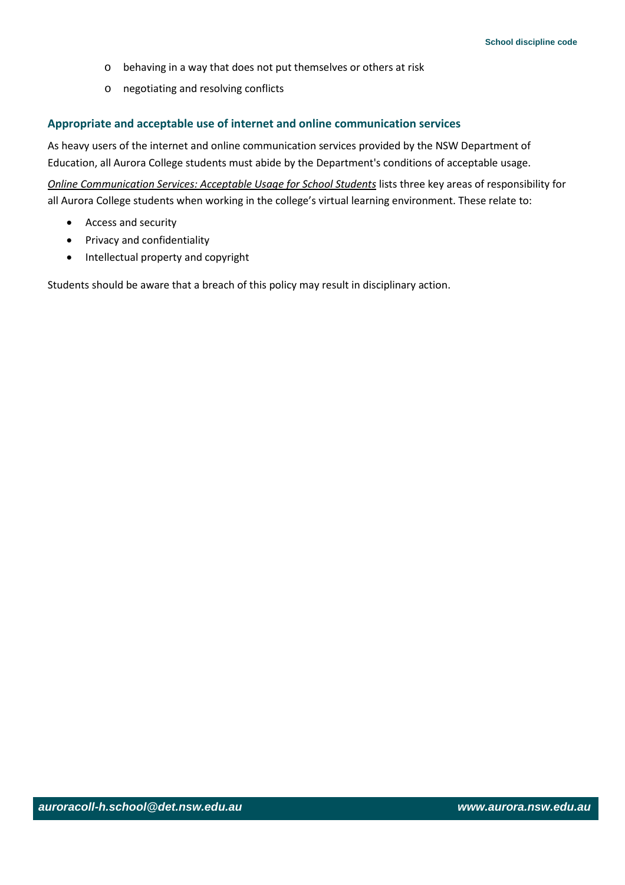- behaving in a way that does not put themselves or others at risk
- negotiating and resolving conflicts

### Appropriate and acceptable use of internet and online communication services

As heavy users of the internet and online communication services provided by the NSW Department of Education, all Aurora College students must abide by the Department's conditions of acceptable usage.

*Online Communication Services: Acceptable Usage for School Students* lists three key areas of responsibility for all Aurora College students when working in the college's virtual learning environment. These relate to:

- Access and security
- Privacy and confidentiality
- Intellectual property and copyright

Students should be aware that a breach of this policy may result in disciplinary action.